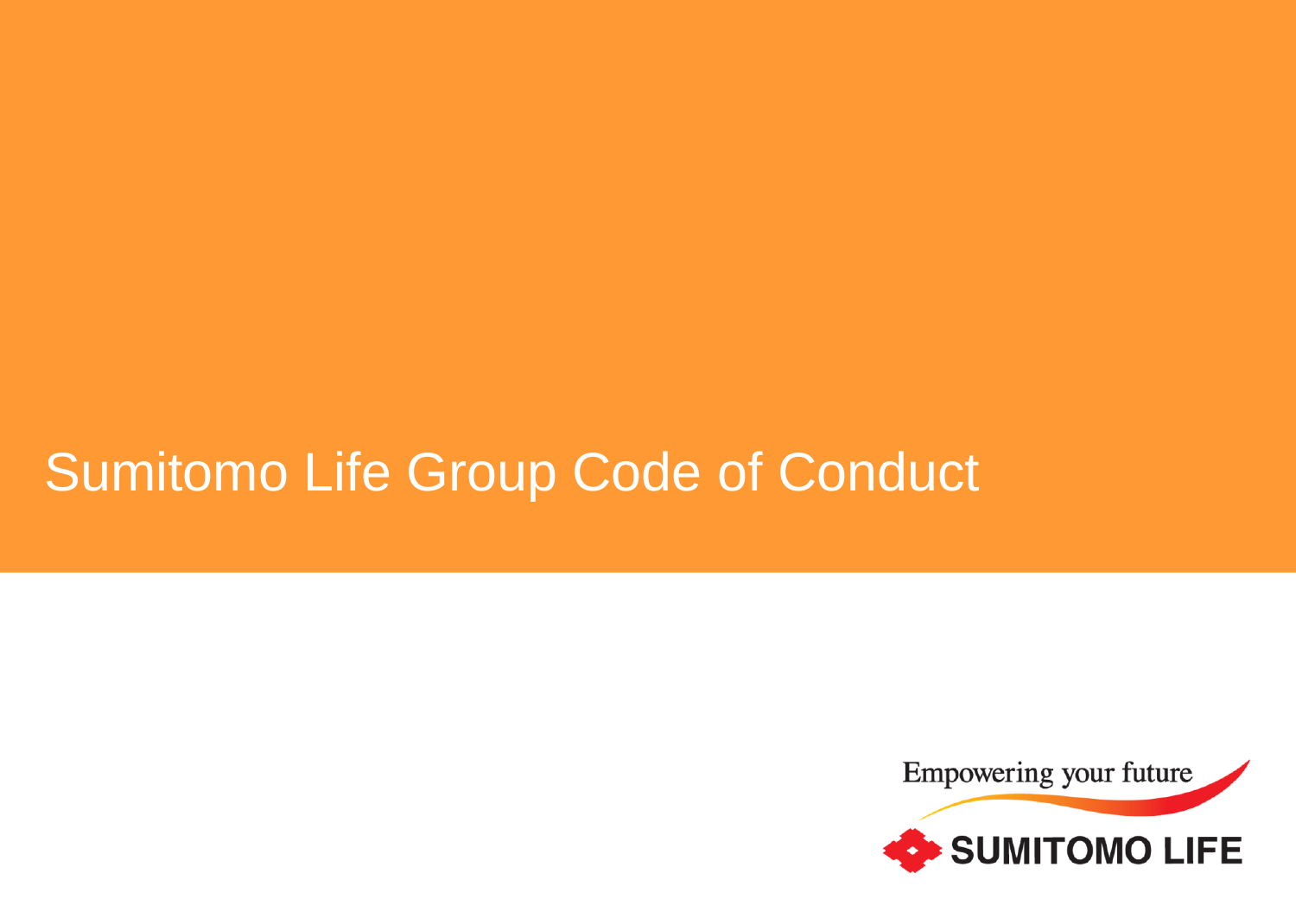# Sumitomo Life Group Code of Conduct

Empowering your future

SUMITOMO LIFE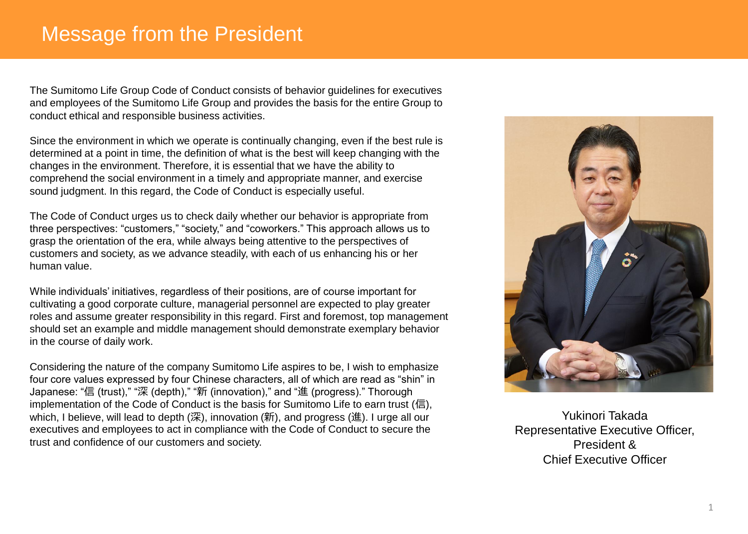# Message from the President

The Sumitomo Life Group Code of Conduct consists of behavior guidelines for executives and employees of the Sumitomo Life Group and provides the basis for the entire Group to conduct ethical and responsible business activities.

Since the environment in which we operate is continually changing, even if the best rule is determined at a point in time, the definition of what is the best will keep changing with the changes in the environment. Therefore, it is essential that we have the ability to comprehend the social environment in a timely and appropriate manner, and exercise sound judgment. In this regard, the Code of Conduct is especially useful.

The Code of Conduct urges us to check daily whether our behavior is appropriate from three perspectives: "customers," "society," and "coworkers." This approach allows us to grasp the orientation of the era, while always being attentive to the perspectives of customers and society, as we advance steadily, with each of us enhancing his or her human value.

While individuals' initiatives, regardless of their positions, are of course important for cultivating a good corporate culture, managerial personnel are expected to play greater roles and assume greater responsibility in this regard. First and foremost, top management should set an example and middle management should demonstrate exemplary behavior in the course of daily work.

Considering the nature of the company Sumitomo Life aspires to be, I wish to emphasize four core values expressed by four Chinese characters, all of which are read as "shin" in Japanese: "信 (trust)," "深 (depth)," "新 (innovation)," and "進 (progress)." Thorough implementation of the Code of Conduct is the basis for Sumitomo Life to earn trust (信), which, I believe, will lead to depth (深), innovation (新), and progress (進). I urge all our executives and employees to act in compliance with the Code of Conduct to secure the trust and confidence of our customers and society.

Yukinori Takada
Representative Executive Officer,
President &
Chief Executive Officer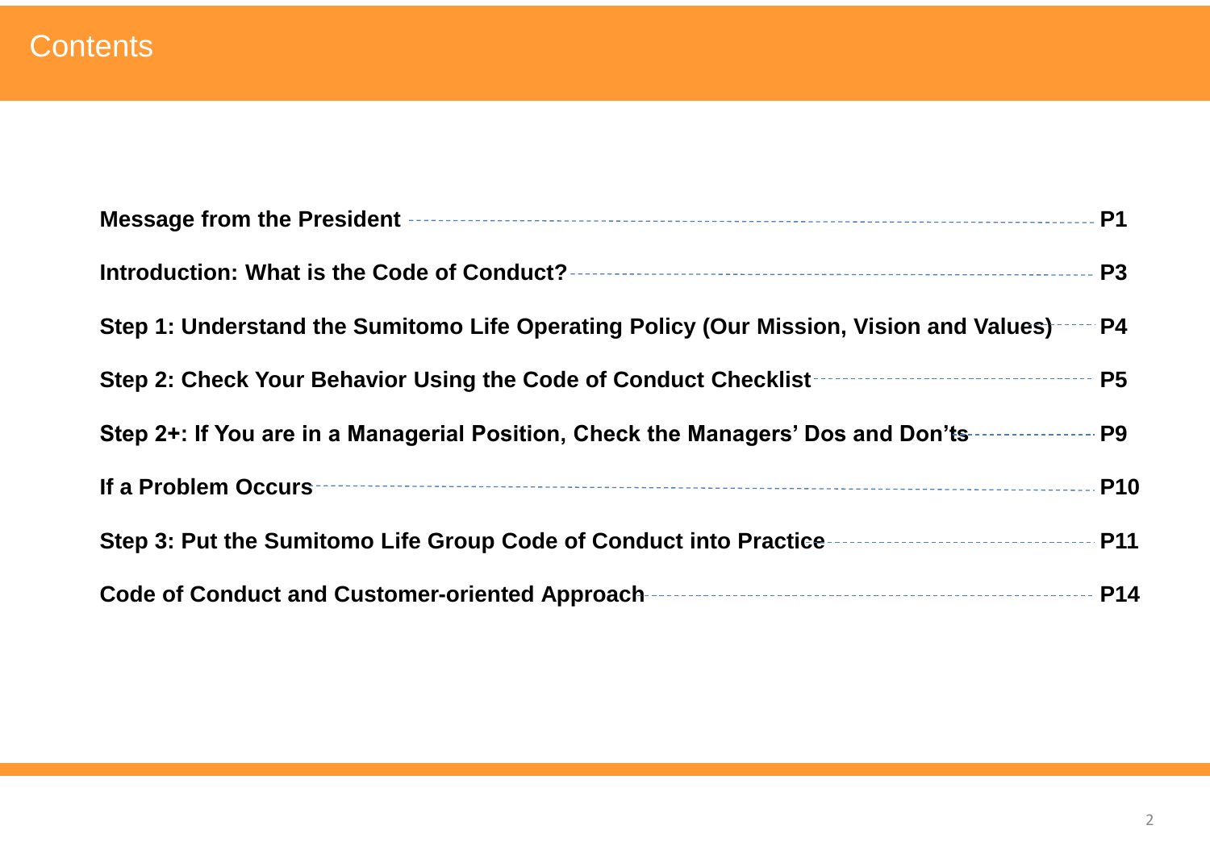# Contents

| | |
|---|---|
| **Message from the President** | **P1** |
| **Introduction: What is the Code of Conduct?** | **P3** |
| **Step 1: Understand the Sumitomo Life Operating Policy (Our Mission, Vision and Values)** | **P4** |
| **Step 2: Check Your Behavior Using the Code of Conduct Checklist** | **P5** |
| **Step 2+: If You are in a Managerial Position, Check the Managers' Dos and Don'ts** | **P9** |
| **If a Problem Occurs** | **P10** |
| **Step 3: Put the Sumitomo Life Group Code of Conduct into Practice** | **P11** |
| **Code of Conduct and Customer-oriented Approach** | **P14** |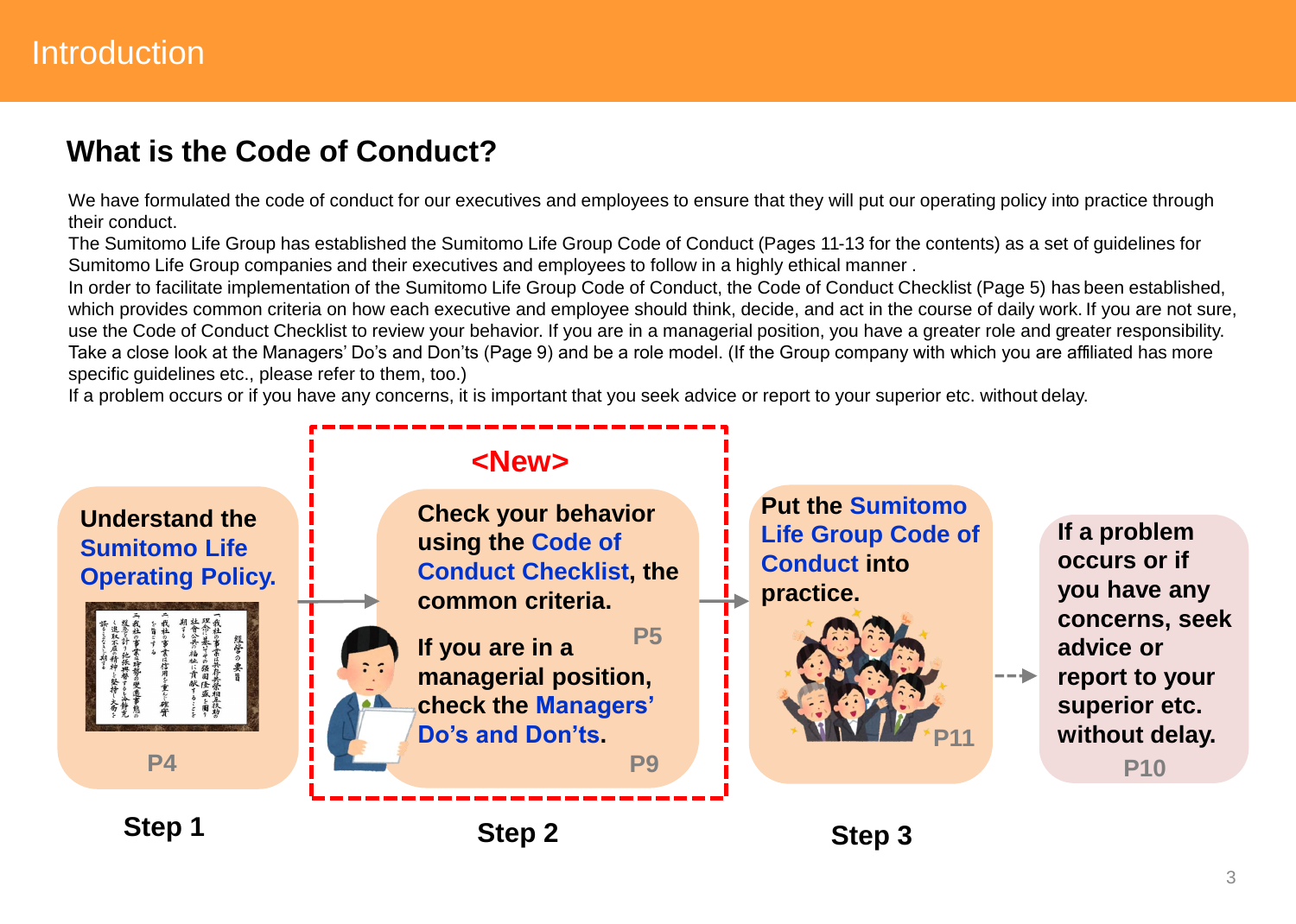# Introduction

## What is the Code of Conduct?

We have formulated the code of conduct for our executives and employees to ensure that they will put our operating policy into practice through their conduct.

The Sumitomo Life Group has established the Sumitomo Life Group Code of Conduct (Pages 11-13 for the contents) as a set of guidelines for Sumitomo Life Group companies and their executives and employees to follow in a highly ethical manner .

In order to facilitate implementation of the Sumitomo Life Group Code of Conduct, the Code of Conduct Checklist (Page 5) has been established, which provides common criteria on how each executive and employee should think, decide, and act in the course of daily work. If you are not sure, use the Code of Conduct Checklist to review your behavior. If you are in a managerial position, you have a greater role and greater responsibility. Take a close look at the Managers' Do's and Don'ts (Page 9) and be a role model. (If the Group company with which you are affiliated has more specific guidelines etc., please refer to them, too.)

If a problem occurs or if you have any concerns, it is important that you seek advice or report to your superior etc. without delay.

**Step 1**

**Understand the Sumitomo Life Operating Policy.** P4

**Step 2** <New>

**Check your behavior using the Code of Conduct Checklist, the common criteria.** P5

**If you are in a managerial position, check the Managers' Do's and Don'ts.** P9

**Step 3**

**Put the Sumitomo Life Group Code of Conduct into practice.** P11

**If a problem occurs or if you have any concerns, seek advice or report to your superior etc. without delay.** P10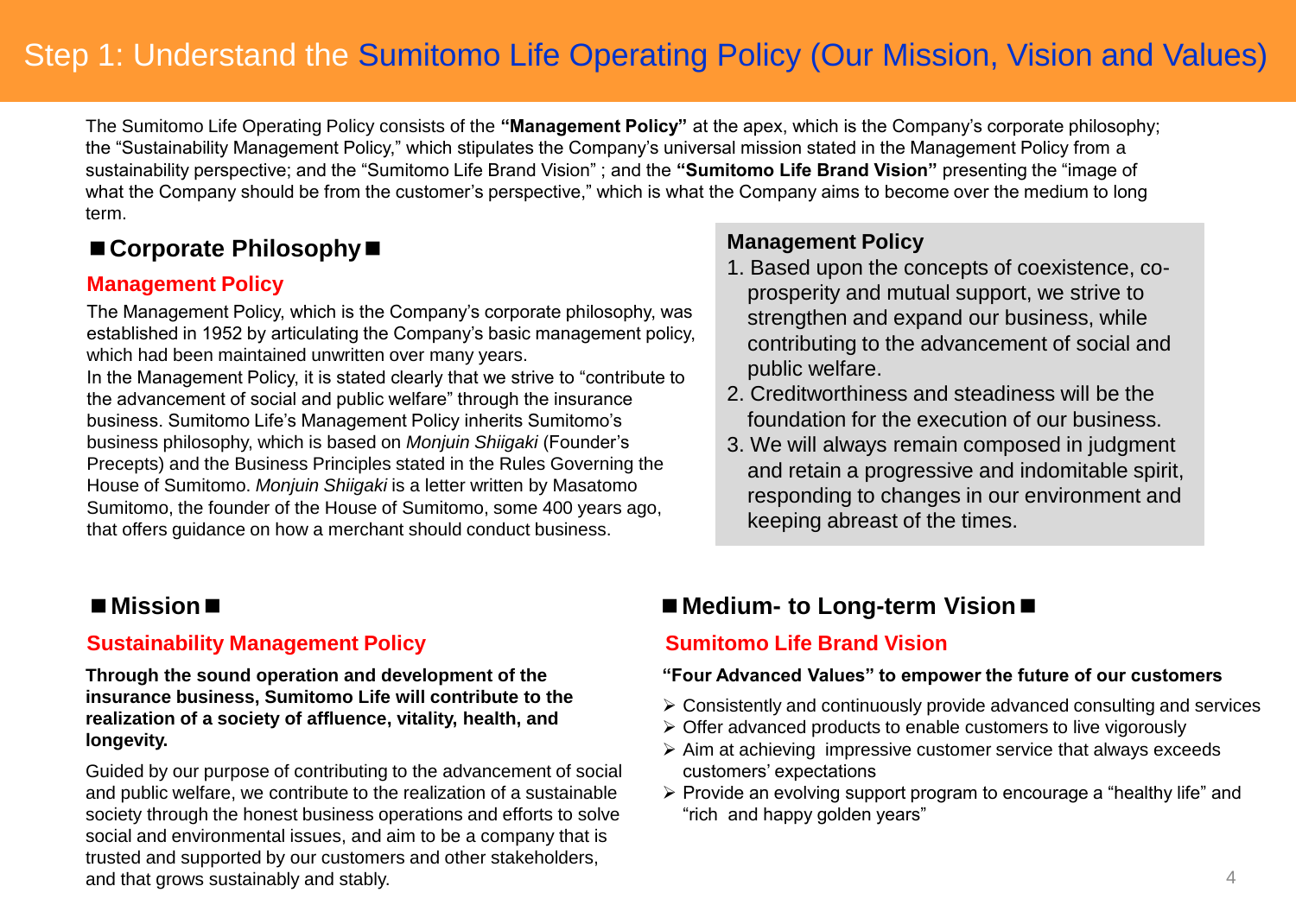# Step 1: Understand the Sumitomo Life Operating Policy (Our Mission, Vision and Values)

The Sumitomo Life Operating Policy consists of the **"Management Policy"** at the apex, which is the Company's corporate philosophy; the "Sustainability Management Policy," which stipulates the Company's universal mission stated in the Management Policy from a sustainability perspective; and the "Sumitomo Life Brand Vision" ; and the **"Sumitomo Life Brand Vision"** presenting the "image of what the Company should be from the customer's perspective," which is what the Company aims to become over the medium to long term.

## ■ Corporate Philosophy ■

### Management Policy

The Management Policy, which is the Company's corporate philosophy, was established in 1952 by articulating the Company's basic management policy, which had been maintained unwritten over many years.

In the Management Policy, it is stated clearly that we strive to "contribute to the advancement of social and public welfare" through the insurance business. Sumitomo Life's Management Policy inherits Sumitomo's business philosophy, which is based on *Monjuin Shiigaki* (Founder's Precepts) and the Business Principles stated in the Rules Governing the House of Sumitomo. *Monjuin Shiigaki* is a letter written by Masatomo Sumitomo, the founder of the House of Sumitomo, some 400 years ago, that offers guidance on how a merchant should conduct business.

**Management Policy**

1. Based upon the concepts of coexistence, co-prosperity and mutual support, we strive to strengthen and expand our business, while contributing to the advancement of social and public welfare.
2. Creditworthiness and steadiness will be the foundation for the execution of our business.
3. We will always remain composed in judgment and retain a progressive and indomitable spirit, responding to changes in our environment and keeping abreast of the times.

## ■ Mission ■

### Sustainability Management Policy

**Through the sound operation and development of the insurance business, Sumitomo Life will contribute to the realization of a society of affluence, vitality, health, and longevity.**

Guided by our purpose of contributing to the advancement of social and public welfare, we contribute to the realization of a sustainable society through the honest business operations and efforts to solve social and environmental issues, and aim to be a company that is trusted and supported by our customers and other stakeholders, and that grows sustainably and stably.

## ■ Medium- to Long-term Vision ■

### Sumitomo Life Brand Vision

**"Four Advanced Values" to empower the future of our customers**

- Consistently and continuously provide advanced consulting and services
- Offer advanced products to enable customers to live vigorously
- Aim at achieving impressive customer service that always exceeds customers' expectations
- Provide an evolving support program to encourage a "healthy life" and "rich and happy golden years"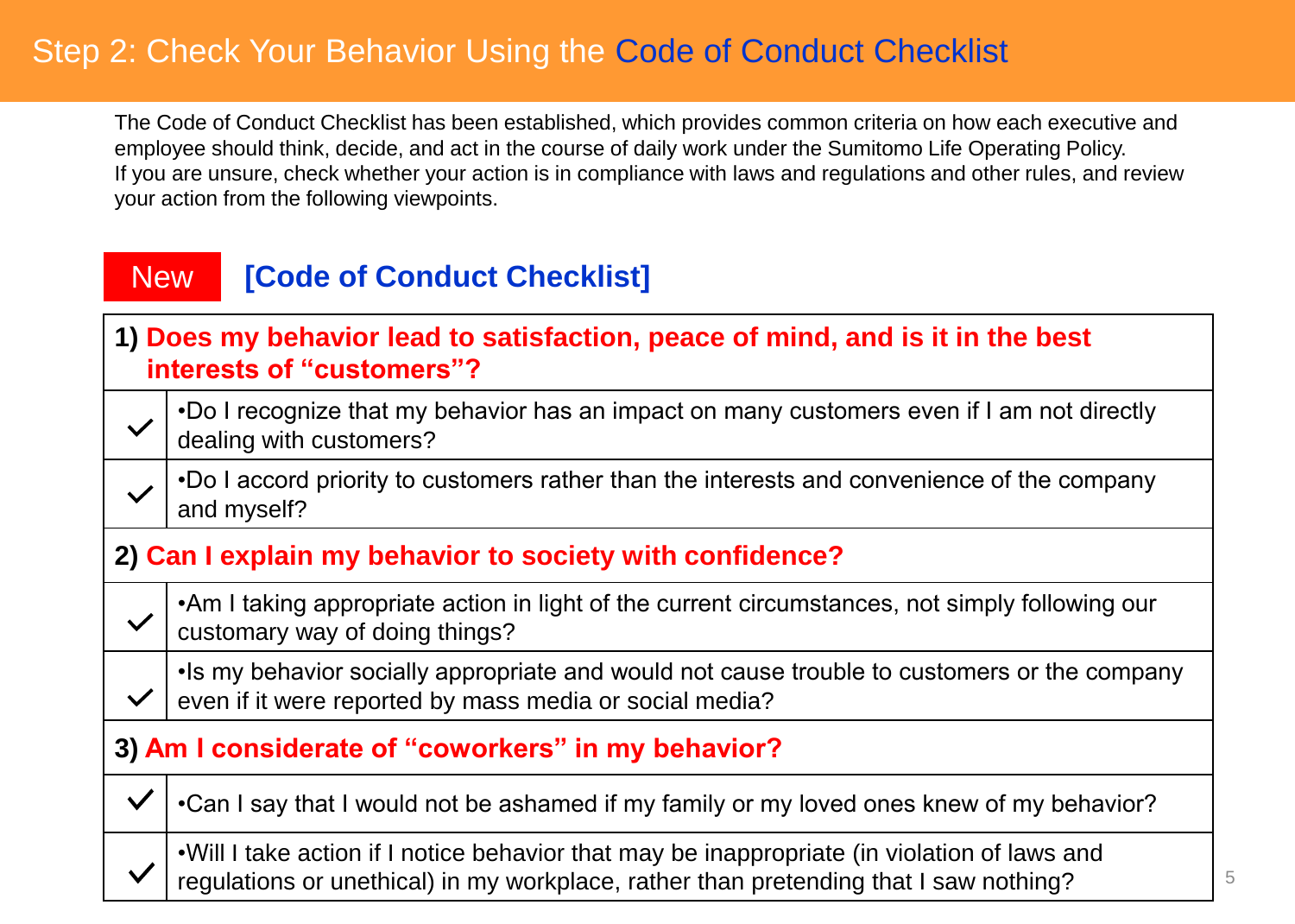# Step 2: Check Your Behavior Using the Code of Conduct Checklist

The Code of Conduct Checklist has been established, which provides common criteria on how each executive and employee should think, decide, and act in the course of daily work under the Sumitomo Life Operating Policy.
If you are unsure, check whether your action is in compliance with laws and regulations and other rules, and review your action from the following viewpoints.

## New **[Code of Conduct Checklist]**

| | |
|---|---|
| **1) Does my behavior lead to satisfaction, peace of mind, and is it in the best interests of "customers"?** | |
| ✓ | •Do I recognize that my behavior has an impact on many customers even if I am not directly dealing with customers? |
| ✓ | •Do I accord priority to customers rather than the interests and convenience of the company and myself? |
| **2) Can I explain my behavior to society with confidence?** | |
| ✓ | •Am I taking appropriate action in light of the current circumstances, not simply following our customary way of doing things? |
| ✓ | •Is my behavior socially appropriate and would not cause trouble to customers or the company even if it were reported by mass media or social media? |
| **3) Am I considerate of "coworkers" in my behavior?** | |
| ✓ | •Can I say that I would not be ashamed if my family or my loved ones knew of my behavior? |
| ✓ | •Will I take action if I notice behavior that may be inappropriate (in violation of laws and regulations or unethical) in my workplace, rather than pretending that I saw nothing? |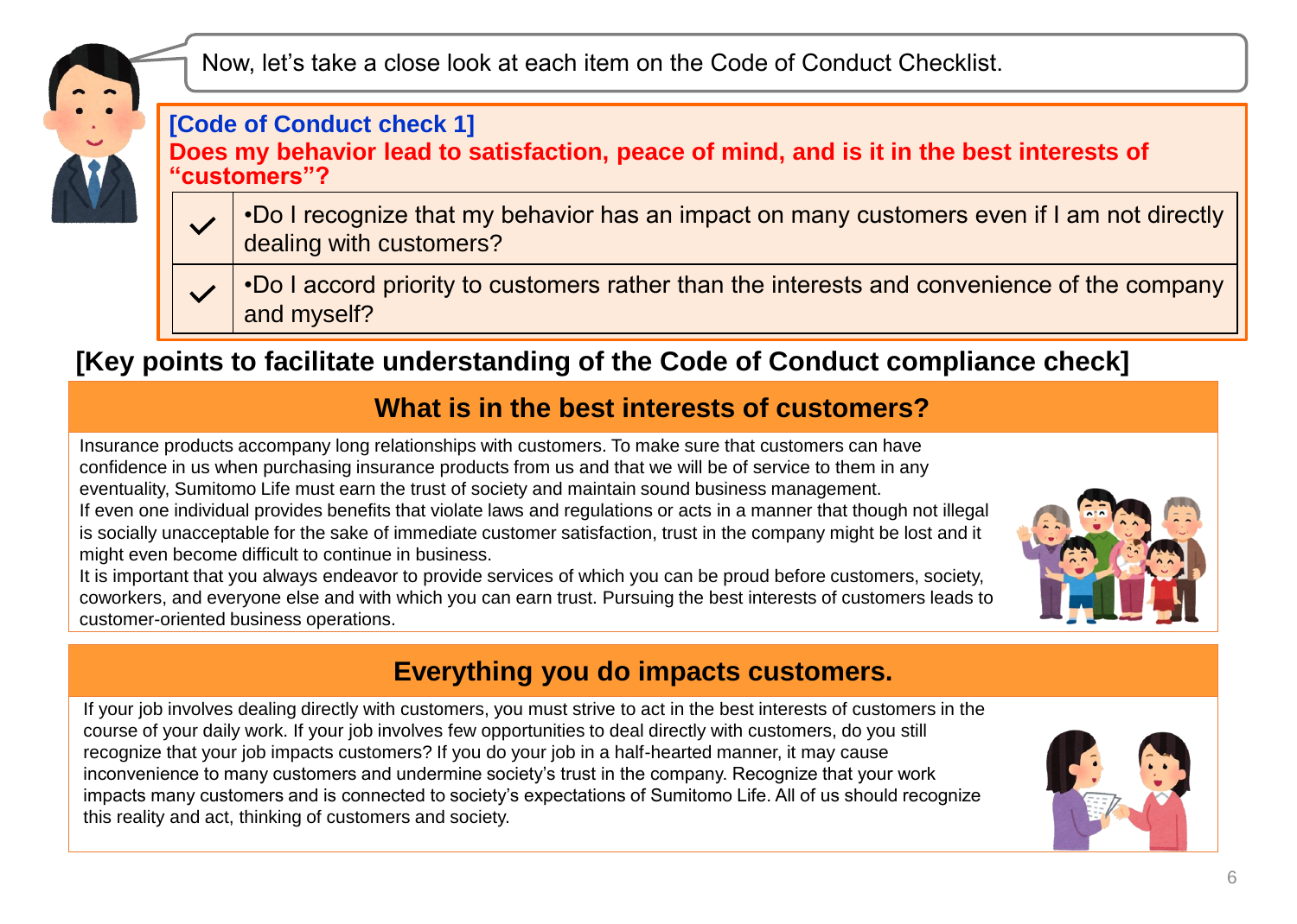Now, let's take a close look at each item on the Code of Conduct Checklist.

**[Code of Conduct check 1]**

**Does my behavior lead to satisfaction, peace of mind, and is it in the best interests of "customers"?**

| | |
|---|---|
| ✓ | •Do I recognize that my behavior has an impact on many customers even if I am not directly dealing with customers? |
| ✓ | •Do I accord priority to customers rather than the interests and convenience of the company and myself? |

## [Key points to facilitate understanding of the Code of Conduct compliance check]

### What is in the best interests of customers?

Insurance products accompany long relationships with customers. To make sure that customers can have confidence in us when purchasing insurance products from us and that we will be of service to them in any eventuality, Sumitomo Life must earn the trust of society and maintain sound business management.
If even one individual provides benefits that violate laws and regulations or acts in a manner that though not illegal is socially unacceptable for the sake of immediate customer satisfaction, trust in the company might be lost and it might even become difficult to continue in business.
It is important that you always endeavor to provide services of which you can be proud before customers, society, coworkers, and everyone else and with which you can earn trust. Pursuing the best interests of customers leads to customer-oriented business operations.

### Everything you do impacts customers.

If your job involves dealing directly with customers, you must strive to act in the best interests of customers in the course of your daily work. If your job involves few opportunities to deal directly with customers, do you still recognize that your job impacts customers? If you do your job in a half-hearted manner, it may cause inconvenience to many customers and undermine society's trust in the company. Recognize that your work impacts many customers and is connected to society's expectations of Sumitomo Life. All of us should recognize this reality and act, thinking of customers and society.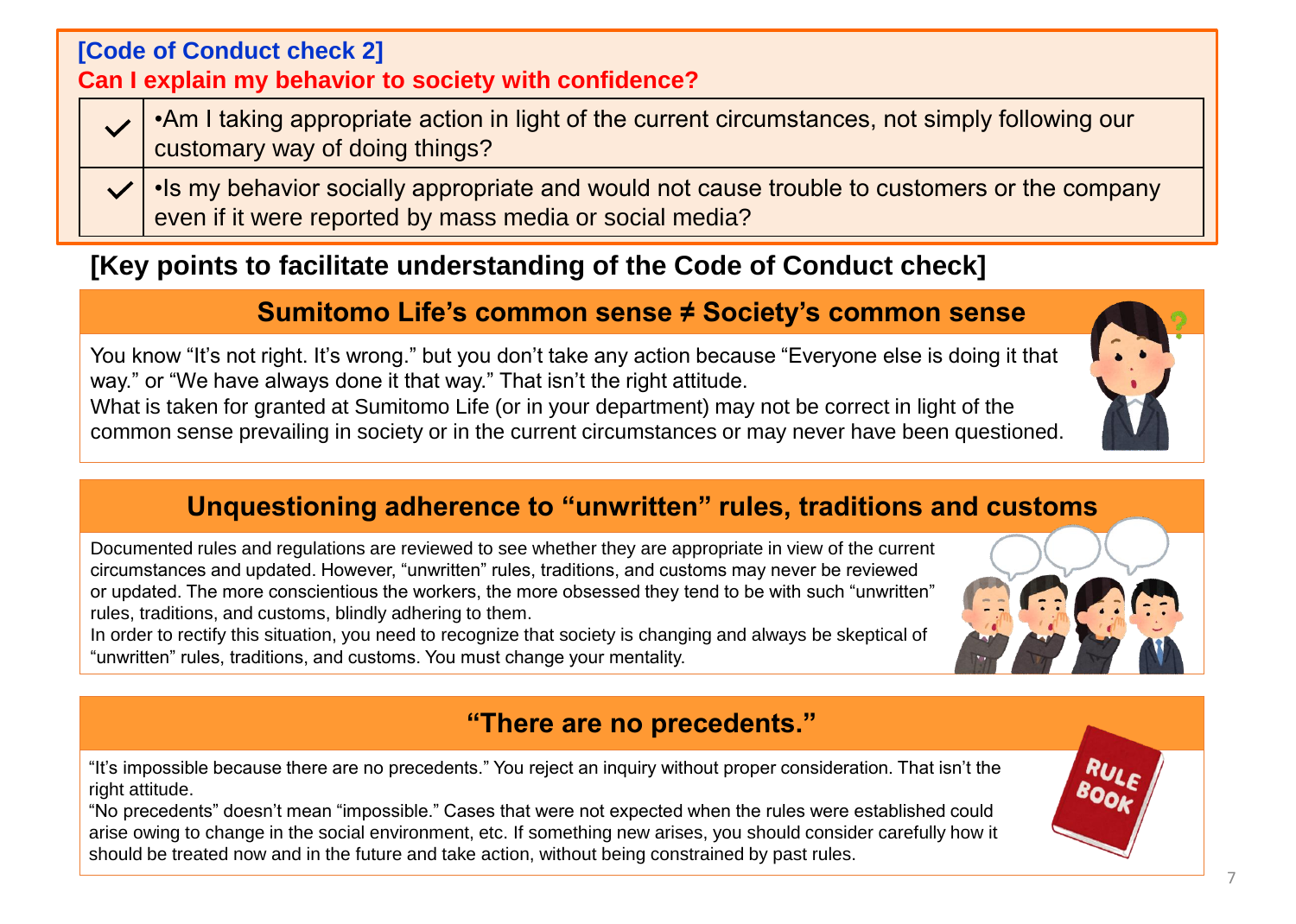## [Code of Conduct check 2]

**Can I explain my behavior to society with confidence?**

| | |
|---|---|
| ✓ | •Am I taking appropriate action in light of the current circumstances, not simply following our customary way of doing things? |
| ✓ | •Is my behavior socially appropriate and would not cause trouble to customers or the company even if it were reported by mass media or social media? |

## [Key points to facilitate understanding of the Code of Conduct check]

### Sumitomo Life's common sense ≠ Society's common sense

You know "It's not right. It's wrong." but you don't take any action because "Everyone else is doing it that way." or "We have always done it that way." That isn't the right attitude.

What is taken for granted at Sumitomo Life (or in your department) may not be correct in light of the common sense prevailing in society or in the current circumstances or may never have been questioned.

### Unquestioning adherence to "unwritten" rules, traditions and customs

Documented rules and regulations are reviewed to see whether they are appropriate in view of the current circumstances and updated. However, "unwritten" rules, traditions, and customs may never be reviewed or updated. The more conscientious the workers, the more obsessed they tend to be with such "unwritten" rules, traditions, and customs, blindly adhering to them.

In order to rectify this situation, you need to recognize that society is changing and always be skeptical of "unwritten" rules, traditions, and customs. You must change your mentality.

### "There are no precedents."

"It's impossible because there are no precedents." You reject an inquiry without proper consideration. That isn't the right attitude.

"No precedents" doesn't mean "impossible." Cases that were not expected when the rules were established could arise owing to change in the social environment, etc. If something new arises, you should consider carefully how it should be treated now and in the future and take action, without being constrained by past rules.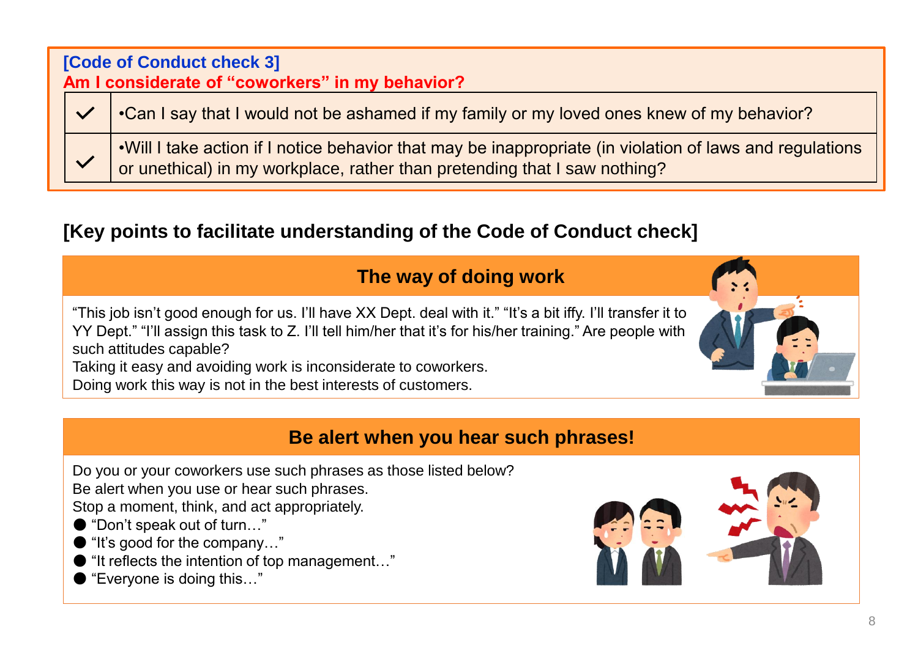**[Code of Conduct check 3]**
**Am I considerate of “coworkers” in my behavior?**

| | |
|---|---|
| ✓ | •Can I say that I would not be ashamed if my family or my loved ones knew of my behavior? |
| ✓ | •Will I take action if I notice behavior that may be inappropriate (in violation of laws and regulations or unethical) in my workplace, rather than pretending that I saw nothing? |

## [Key points to facilitate understanding of the Code of Conduct check]

### The way of doing work

“This job isn’t good enough for us. I’ll have XX Dept. deal with it.” “It’s a bit iffy. I’ll transfer it to YY Dept.” “I’ll assign this task to Z. I’ll tell him/her that it’s for his/her training.” Are people with such attitudes capable?
Taking it easy and avoiding work is inconsiderate to coworkers.
Doing work this way is not in the best interests of customers.

### Be alert when you hear such phrases!

Do you or your coworkers use such phrases as those listed below?
Be alert when you use or hear such phrases.
Stop a moment, think, and act appropriately.

- “Don’t speak out of turn…”
- “It’s good for the company…”
- “It reflects the intention of top management…”
- “Everyone is doing this…”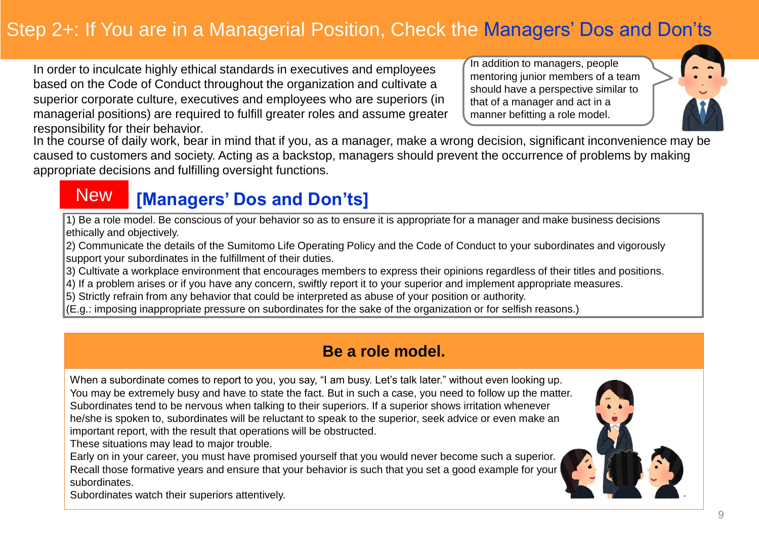# Step 2+: If You are in a Managerial Position, Check the Managers' Dos and Don'ts

In order to inculcate highly ethical standards in executives and employees based on the Code of Conduct throughout the organization and cultivate a superior corporate culture, executives and employees who are superiors (in managerial positions) are required to fulfill greater roles and assume greater responsibility for their behavior.

In addition to managers, people mentoring junior members of a team should have a perspective similar to that of a manager and act in a manner befitting a role model.

In the course of daily work, bear in mind that if you, as a manager, make a wrong decision, significant inconvenience may be caused to customers and society. Acting as a backstop, managers should prevent the occurrence of problems by making appropriate decisions and fulfilling oversight functions.

## New **[Managers' Dos and Don'ts]**

1) Be a role model. Be conscious of your behavior so as to ensure it is appropriate for a manager and make business decisions ethically and objectively.
2) Communicate the details of the Sumitomo Life Operating Policy and the Code of Conduct to your subordinates and vigorously support your subordinates in the fulfillment of their duties.
3) Cultivate a workplace environment that encourages members to express their opinions regardless of their titles and positions.
4) If a problem arises or if you have any concern, swiftly report it to your superior and implement appropriate measures.
5) Strictly refrain from any behavior that could be interpreted as abuse of your position or authority.
(E.g.: imposing inappropriate pressure on subordinates for the sake of the organization or for selfish reasons.)

### Be a role model.

When a subordinate comes to report to you, you say, "I am busy. Let's talk later." without even looking up.
You may be extremely busy and have to state the fact. But in such a case, you need to follow up the matter.
Subordinates tend to be nervous when talking to their superiors. If a superior shows irritation whenever he/she is spoken to, subordinates will be reluctant to speak to the superior, seek advice or even make an important report, with the result that operations will be obstructed.
These situations may lead to major trouble.
Early on in your career, you must have promised yourself that you would never become such a superior.
Recall those formative years and ensure that your behavior is such that you set a good example for your subordinates.
Subordinates watch their superiors attentively.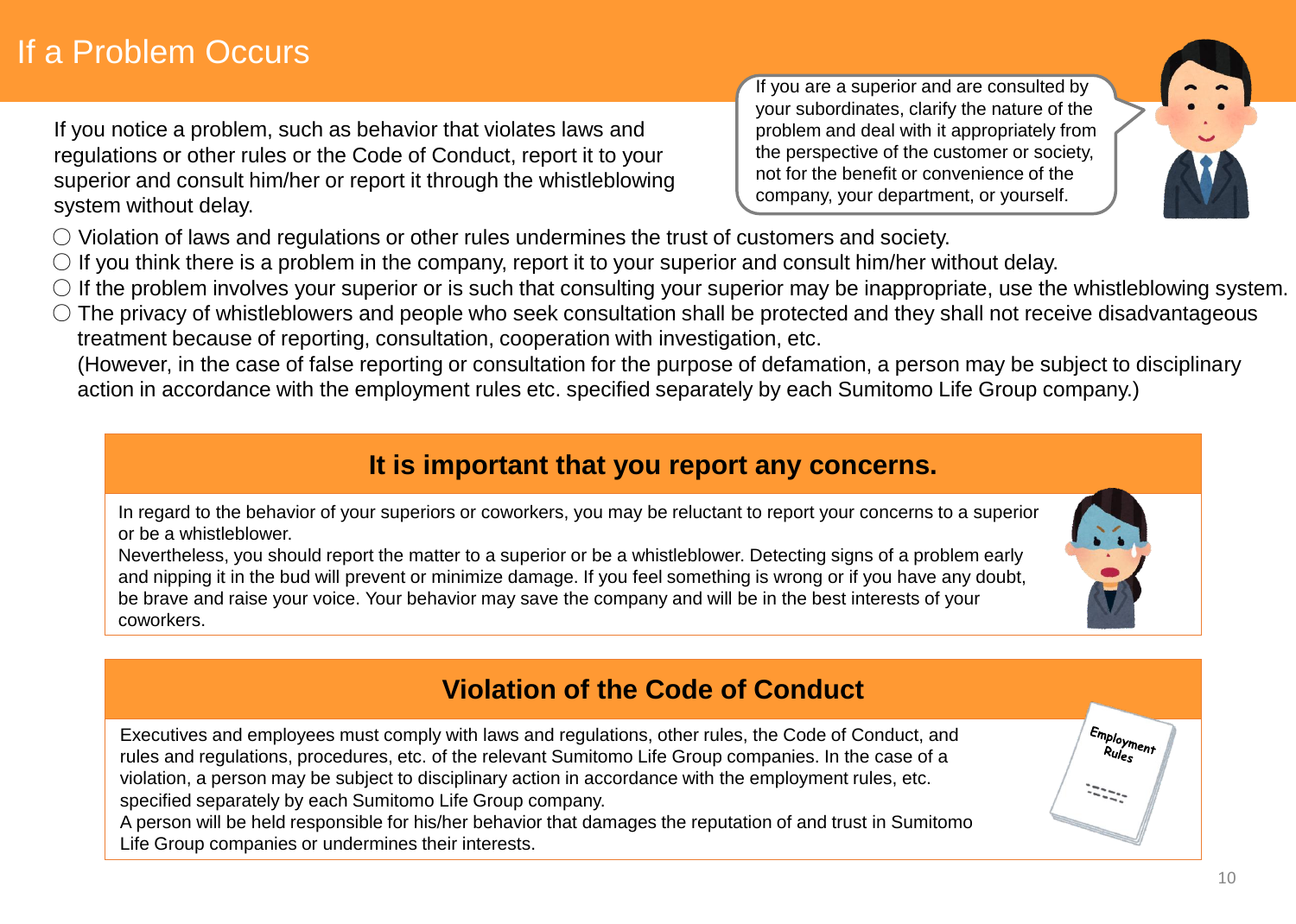# If a Problem Occurs

If you notice a problem, such as behavior that violates laws and regulations or other rules or the Code of Conduct, report it to your superior and consult him/her or report it through the whistleblowing system without delay.

If you are a superior and are consulted by your subordinates, clarify the nature of the problem and deal with it appropriately from the perspective of the customer or society, not for the benefit or convenience of the company, your department, or yourself.

- ○ Violation of laws and regulations or other rules undermines the trust of customers and society.
- ○ If you think there is a problem in the company, report it to your superior and consult him/her without delay.
- ○ If the problem involves your superior or is such that consulting your superior may be inappropriate, use the whistleblowing system.
- ○ The privacy of whistleblowers and people who seek consultation shall be protected and they shall not receive disadvantageous treatment because of reporting, consultation, cooperation with investigation, etc.
  (However, in the case of false reporting or consultation for the purpose of defamation, a person may be subject to disciplinary action in accordance with the employment rules etc. specified separately by each Sumitomo Life Group company.)

## It is important that you report any concerns.

In regard to the behavior of your superiors or coworkers, you may be reluctant to report your concerns to a superior or be a whistleblower.
Nevertheless, you should report the matter to a superior or be a whistleblower. Detecting signs of a problem early and nipping it in the bud will prevent or minimize damage. If you feel something is wrong or if you have any doubt, be brave and raise your voice. Your behavior may save the company and will be in the best interests of your coworkers.

## Violation of the Code of Conduct

Executives and employees must comply with laws and regulations, other rules, the Code of Conduct, and rules and regulations, procedures, etc. of the relevant Sumitomo Life Group companies. In the case of a violation, a person may be subject to disciplinary action in accordance with the employment rules, etc. specified separately by each Sumitomo Life Group company.
A person will be held responsible for his/her behavior that damages the reputation of and trust in Sumitomo Life Group companies or undermines their interests.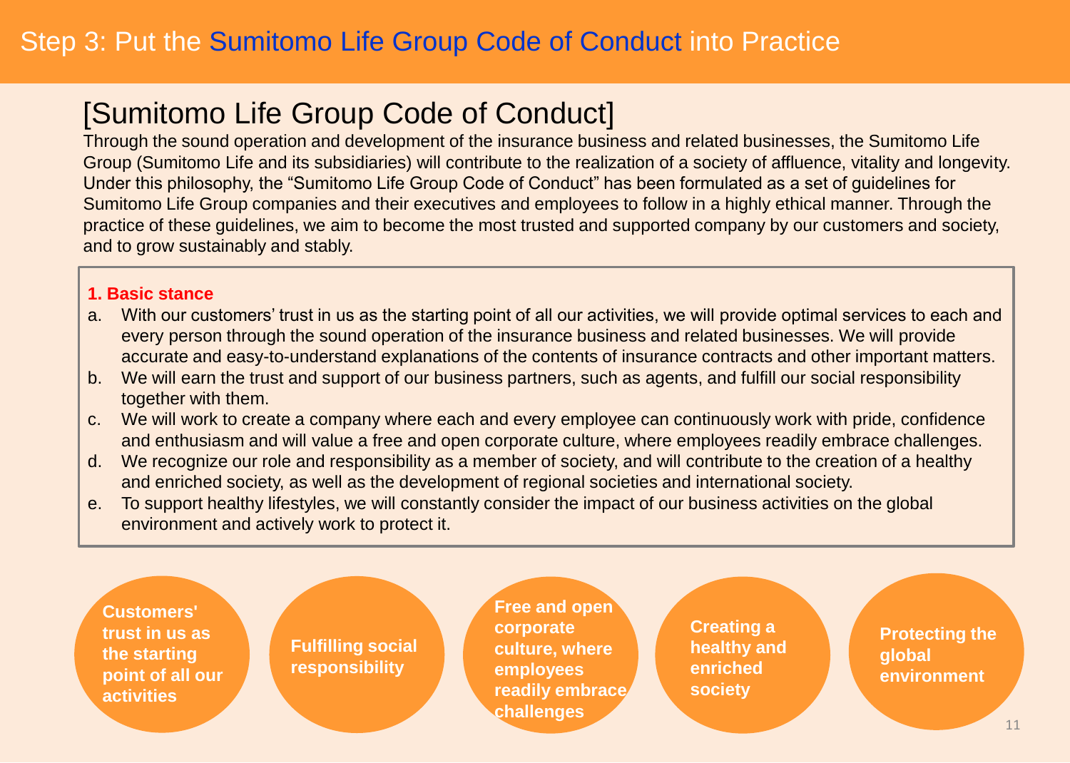# Step 3: Put the Sumitomo Life Group Code of Conduct into Practice

## [Sumitomo Life Group Code of Conduct]

Through the sound operation and development of the insurance business and related businesses, the Sumitomo Life Group (Sumitomo Life and its subsidiaries) will contribute to the realization of a society of affluence, vitality and longevity. Under this philosophy, the "Sumitomo Life Group Code of Conduct" has been formulated as a set of guidelines for Sumitomo Life Group companies and their executives and employees to follow in a highly ethical manner. Through the practice of these guidelines, we aim to become the most trusted and supported company by our customers and society, and to grow sustainably and stably.

**1. Basic stance**

a. With our customers' trust in us as the starting point of all our activities, we will provide optimal services to each and every person through the sound operation of the insurance business and related businesses. We will provide accurate and easy-to-understand explanations of the contents of insurance contracts and other important matters.
b. We will earn the trust and support of our business partners, such as agents, and fulfill our social responsibility together with them.
c. We will work to create a company where each and every employee can continuously work with pride, confidence and enthusiasm and will value a free and open corporate culture, where employees readily embrace challenges.
d. We recognize our role and responsibility as a member of society, and will contribute to the creation of a healthy and enriched society, as well as the development of regional societies and international society.
e. To support healthy lifestyles, we will constantly consider the impact of our business activities on the global environment and actively work to protect it.

**Customers' trust in us as the starting point of all our activities**

**Fulfilling social responsibility**

**Free and open corporate culture, where employees readily embrace challenges**

**Creating a healthy and enriched society**

**Protecting the global environment**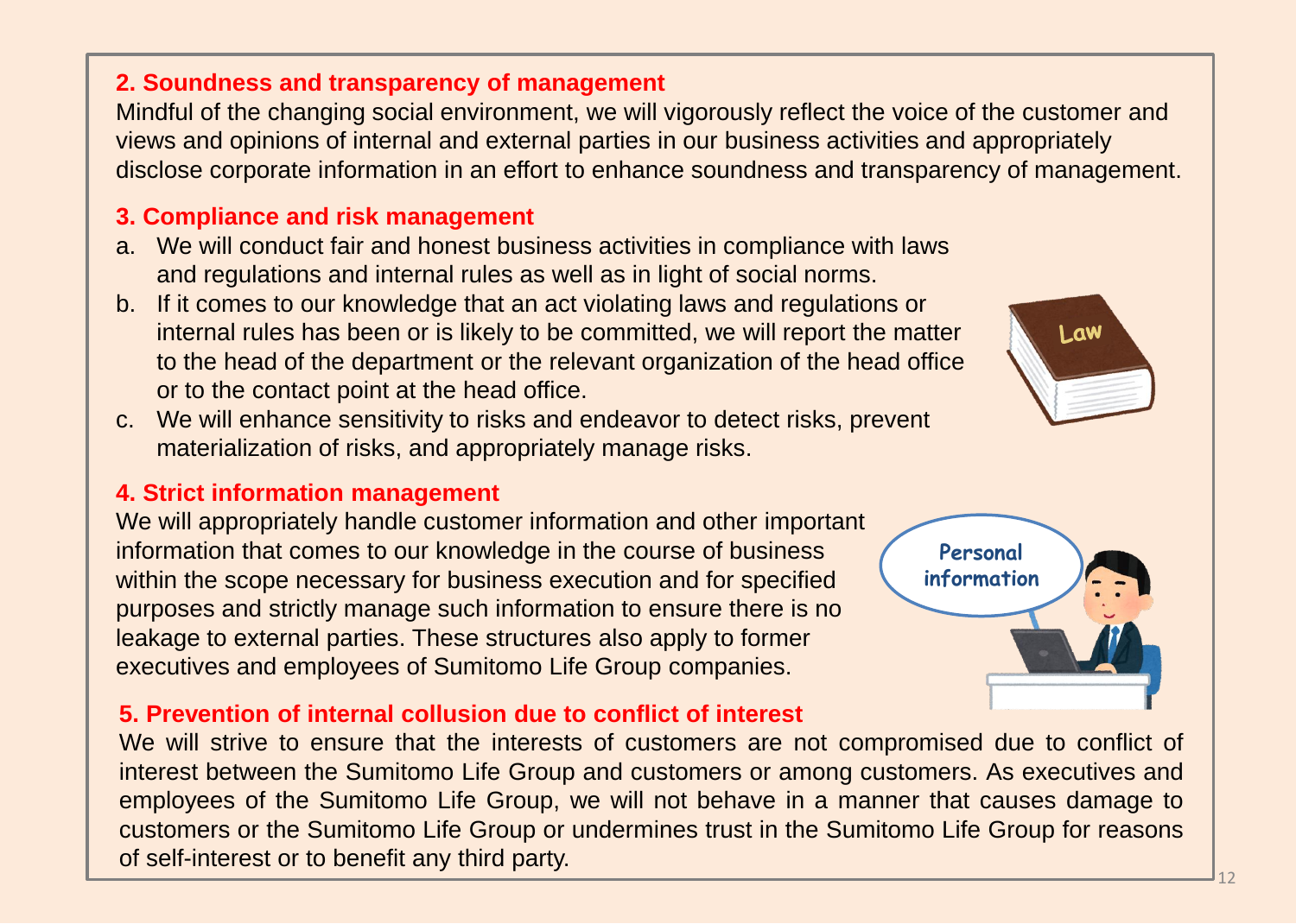## 2. Soundness and transparency of management

Mindful of the changing social environment, we will vigorously reflect the voice of the customer and views and opinions of internal and external parties in our business activities and appropriately disclose corporate information in an effort to enhance soundness and transparency of management.

## 3. Compliance and risk management

a. We will conduct fair and honest business activities in compliance with laws and regulations and internal rules as well as in light of social norms.

b. If it comes to our knowledge that an act violating laws and regulations or internal rules has been or is likely to be committed, we will report the matter to the head of the department or the relevant organization of the head office or to the contact point at the head office.

c. We will enhance sensitivity to risks and endeavor to detect risks, prevent materialization of risks, and appropriately manage risks.

## 4. Strict information management

We will appropriately handle customer information and other important information that comes to our knowledge in the course of business within the scope necessary for business execution and for specified purposes and strictly manage such information to ensure there is no leakage to external parties. These structures also apply to former executives and employees of Sumitomo Life Group companies.

## 5. Prevention of internal collusion due to conflict of interest

We will strive to ensure that the interests of customers are not compromised due to conflict of interest between the Sumitomo Life Group and customers or among customers. As executives and employees of the Sumitomo Life Group, we will not behave in a manner that causes damage to customers or the Sumitomo Life Group or undermines trust in the Sumitomo Life Group for reasons of self-interest or to benefit any third party.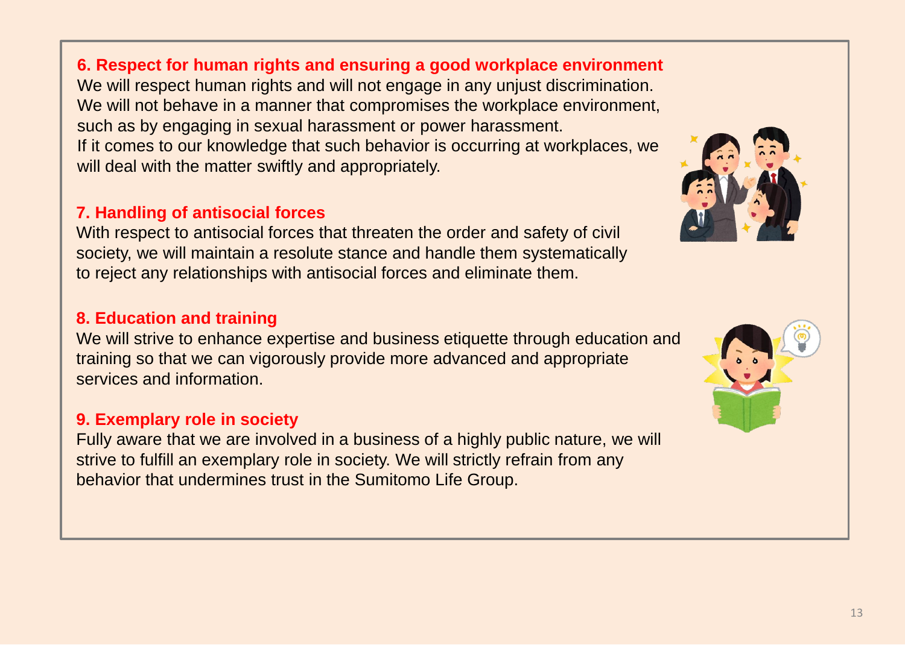### 6. Respect for human rights and ensuring a good workplace environment

We will respect human rights and will not engage in any unjust discrimination. We will not behave in a manner that compromises the workplace environment, such as by engaging in sexual harassment or power harassment. If it comes to our knowledge that such behavior is occurring at workplaces, we will deal with the matter swiftly and appropriately.

### 7. Handling of antisocial forces

With respect to antisocial forces that threaten the order and safety of civil society, we will maintain a resolute stance and handle them systematically to reject any relationships with antisocial forces and eliminate them.

### 8. Education and training

We will strive to enhance expertise and business etiquette through education and training so that we can vigorously provide more advanced and appropriate services and information.

### 9. Exemplary role in society

Fully aware that we are involved in a business of a highly public nature, we will strive to fulfill an exemplary role in society. We will strictly refrain from any behavior that undermines trust in the Sumitomo Life Group.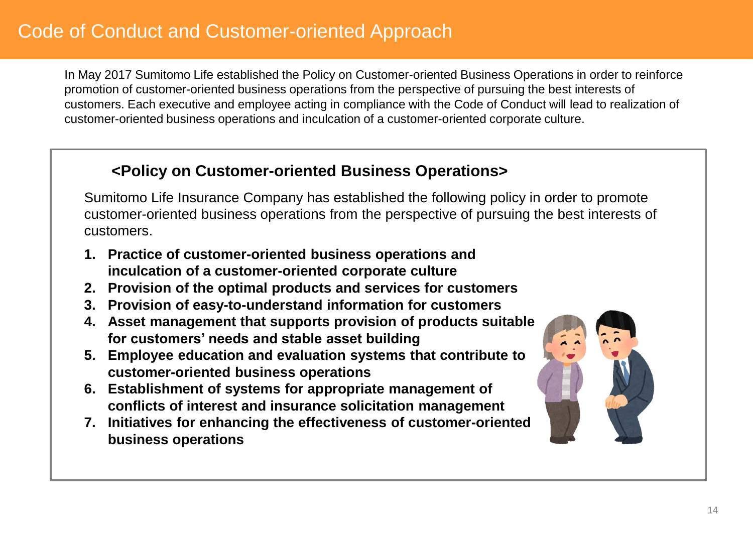# Code of Conduct and Customer-oriented Approach

In May 2017 Sumitomo Life established the Policy on Customer-oriented Business Operations in order to reinforce promotion of customer-oriented business operations from the perspective of pursuing the best interests of customers. Each executive and employee acting in compliance with the Code of Conduct will lead to realization of customer-oriented business operations and inculcation of a customer-oriented corporate culture.

## <Policy on Customer-oriented Business Operations>

Sumitomo Life Insurance Company has established the following policy in order to promote customer-oriented business operations from the perspective of pursuing the best interests of customers.

1. **Practice of customer-oriented business operations and inculcation of a customer-oriented corporate culture**
2. **Provision of the optimal products and services for customers**
3. **Provision of easy-to-understand information for customers**
4. **Asset management that supports provision of products suitable for customers' needs and stable asset building**
5. **Employee education and evaluation systems that contribute to customer-oriented business operations**
6. **Establishment of systems for appropriate management of conflicts of interest and insurance solicitation management**
7. **Initiatives for enhancing the effectiveness of customer-oriented business operations**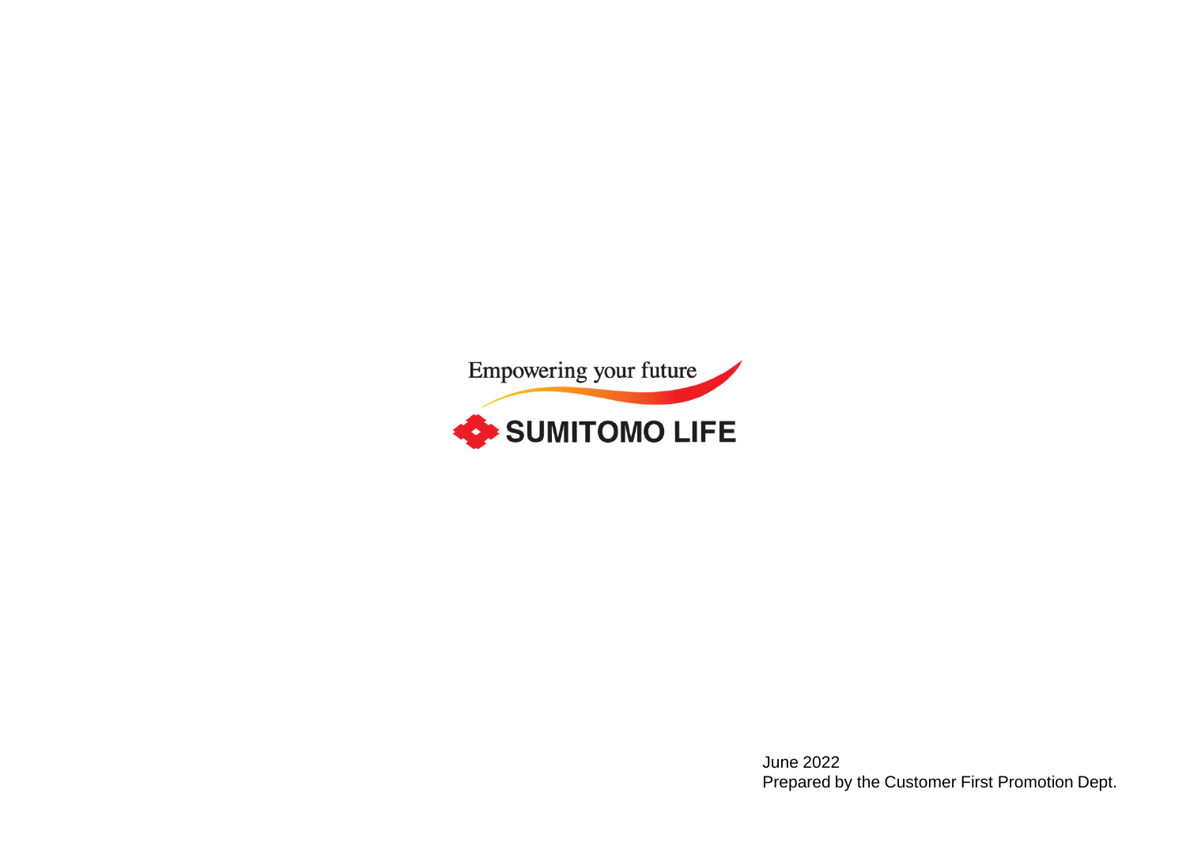Empowering your future

SUMITOMO LIFE

June 2022
Prepared by the Customer First Promotion Dept.